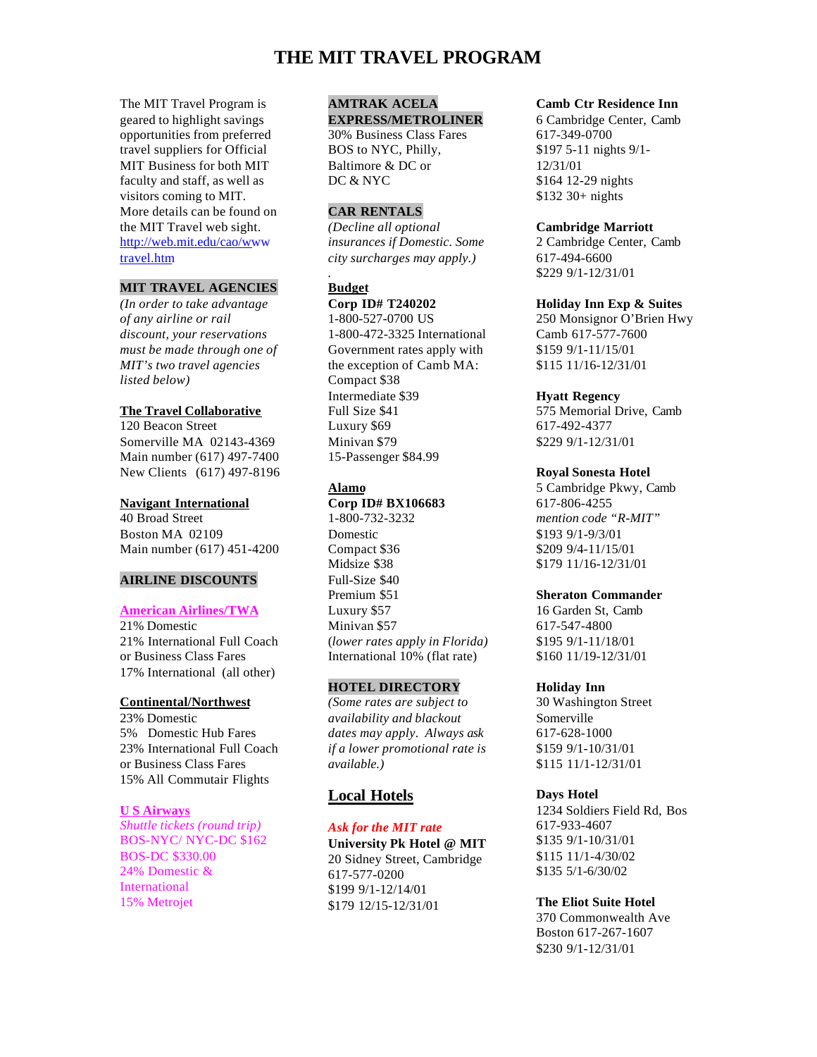# THE MIT TRAVEL PROGRAM

The MIT Travel Program is geared to highlight savings opportunities from preferred travel suppliers for Official MIT Business for both MIT faculty and staff, as well as visitors coming to MIT. More details can be found on the MIT Travel web sight. [http://web.mit.edu/cao/www travel.htm](http://web.mit.edu/cao/www travel.htm)

## MIT TRAVEL AGENCIES

*(In order to take advantage of any airline or rail discount, your reservations must be made through one of MIT's two travel agencies listed below)*

**The Travel Collaborative**
120 Beacon Street
Somerville MA 02143-4369
Main number (617) 497-7400
New Clients (617) 497-8196

**Navigant International**
40 Broad Street
Boston MA 02109
Main number (617) 451-4200

## AIRLINE DISCOUNTS

**American Airlines/TWA**
21% Domestic
21% International Full Coach or Business Class Fares
17% International (all other)

**Continental/Northwest**
23% Domestic
5% Domestic Hub Fares
23% International Full Coach or Business Class Fares
15% All Commutair Flights

**U S Airways**
*Shuttle tickets (round trip)*
BOS-NYC/ NYC-DC $162
BOS-DC $330.00
24% Domestic & International
15% Metrojet

## AMTRAK ACELA EXPRESS/METROLINER

30% Business Class Fares BOS to NYC, Philly, Baltimore & DC or DC & NYC

## CAR RENTALS

*(Decline all optional insurances if Domestic. Some city surcharges may apply.)*

**Budget**
**Corp ID# T240202**
1-800-527-0700 US
1-800-472-3325 International
Government rates apply with the exception of Camb MA:
Compact $38
Intermediate $39
Full Size $41
Luxury $69
Minivan $79
15-Passenger $84.99

**Alamo**
**Corp ID# BX106683**
1-800-732-3232
Domestic
Compact $36
Midsize $38
Full-Size $40
Premium $51
Luxury $57
Minivan $57
(*lower rates apply in Florida)*
International 10% (flat rate)

## HOTEL DIRECTORY

*(Some rates are subject to availability and blackout dates may apply. Always ask if a lower promotional rate is available.)*

## Local Hotels

***Ask for the MIT rate***

**University Pk Hotel @ MIT**
20 Sidney Street, Cambridge
617-577-0200
$199 9/1-12/14/01
$179 12/15-12/31/01

**Camb Ctr Residence Inn**
6 Cambridge Center, Camb
617-349-0700
$197 5-11 nights 9/1-12/31/01
$164 12-29 nights
$132 30+ nights

**Cambridge Marriott**
2 Cambridge Center, Camb
617-494-6600
$229 9/1-12/31/01

**Holiday Inn Exp & Suites**
250 Monsignor O'Brien Hwy
Camb 617-577-7600
$159 9/1-11/15/01
$115 11/16-12/31/01

**Hyatt Regency**
575 Memorial Drive, Camb
617-492-4377
$229 9/1-12/31/01

**Royal Sonesta Hotel**
5 Cambridge Pkwy, Camb
617-806-4255
*mention code "R-MIT"*
$193 9/1-9/3/01
$209 9/4-11/15/01
$179 11/16-12/31/01

**Sheraton Commander**
16 Garden St, Camb
617-547-4800
$195 9/1-11/18/01
$160 11/19-12/31/01

**Holiday Inn**
30 Washington Street
Somerville
617-628-1000
$159 9/1-10/31/01
$115 11/1-12/31/01

**Days Hotel**
1234 Soldiers Field Rd, Bos
617-933-4607
$135 9/1-10/31/01
$115 11/1-4/30/02
$135 5/1-6/30/02

**The Eliot Suite Hotel**
370 Commonwealth Ave
Boston 617-267-1607
$230 9/1-12/31/01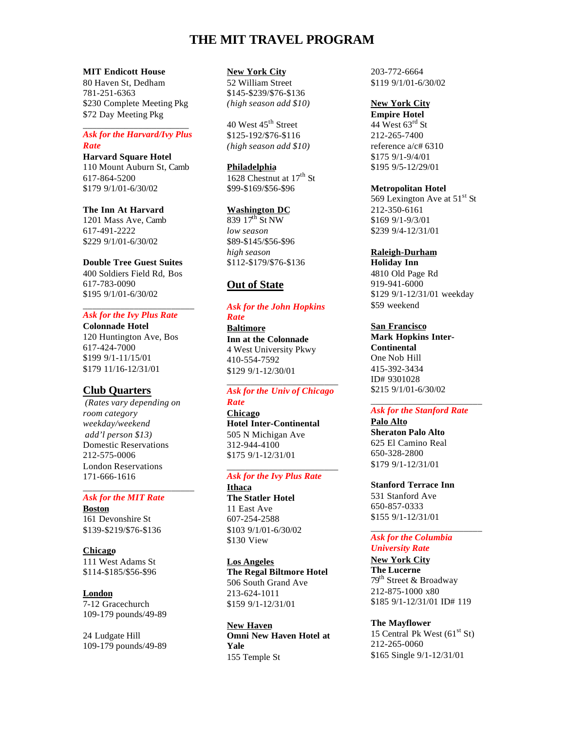# THE MIT TRAVEL PROGRAM

**MIT Endicott House**
80 Haven St, Dedham
781-251-6363
$230 Complete Meeting Pkg
$72 Day Meeting Pkg

---

***Ask for the Harvard/Ivy Plus Rate***

**Harvard Square Hotel**
110 Mount Auburn St, Camb
617-864-5200
$179 9/1/01-6/30/02

**The Inn At Harvard**
1201 Mass Ave, Camb
617-491-2222
$229 9/1/01-6/30/02

**Double Tree Guest Suites**
400 Soldiers Field Rd, Bos
617-783-0090
$195 9/1/01-6/30/02

---

***Ask for the Ivy Plus Rate***

**Colonnade Hotel**
120 Huntington Ave, Bos
617-424-7000
$199 9/1-11/15/01
$179 11/16-12/31/01

## Club Quarters

*(Rates vary depending on room category weekday/weekend add'l person $13)*
Domestic Reservations
212-575-0006
London Reservations
171-666-1616

---

***Ask for the MIT Rate***

**Boston**
161 Devonshire St
$139-$219/$76-$136

**Chicago**
111 West Adams St
$114-$185/$56-$96

**London**
7-12 Gracechurch
109-179 pounds/49-89

24 Ludgate Hill
109-179 pounds/49-89

**New York City**
52 William Street
$145-$239/$76-$136
*(high season add $10)*

40 West 45th Street
$125-192/$76-$116
*(high season add $10)*

**Philadelphia**
1628 Chestnut at 17th St
$99-$169/$56-$96

**Washington DC**
839 17th St NW
*low season*
$89-$145/$56-$96
*high season*
$112-$179/$76-$136

## Out of State

***Ask for the John Hopkins Rate***

**Baltimore**
**Inn at the Colonnade**
4 West University Pkwy
410-554-7592
$129 9/1-12/30/01

---

***Ask for the Univ of Chicago Rate***

**Chicago**
**Hotel Inter-Continental**
505 N Michigan Ave
312-944-4100
$175 9/1-12/31/01

---

***Ask for the Ivy Plus Rate***

**Ithaca**
**The Statler Hotel**
11 East Ave
607-254-2588
$103 9/1/01-6/30/02
$130 View

**Los Angeles**
**The Regal Biltmore Hotel**
506 South Grand Ave
213-624-1011
$159 9/1-12/31/01

**New Haven**
**Omni New Haven Hotel at Yale**
155 Temple St
203-772-6664
$119 9/1/01-6/30/02

**New York City**
**Empire Hotel**
44 West 63rd St
212-265-7400
reference a/c# 6310
$175 9/1-9/4/01
$195 9/5-12/29/01

**Metropolitan Hotel**
569 Lexington Ave at 51st St
212-350-6161
$169 9/1-9/3/01
$239 9/4-12/31/01

**Raleigh-Durham**
**Holiday Inn**
4810 Old Page Rd
919-941-6000
$129 9/1-12/31/01 weekday
$59 weekend

**San Francisco**
**Mark Hopkins Inter-Continental**
One Nob Hill
415-392-3434
ID# 9301028
$215 9/1/01-6/30/02

---

***Ask for the Stanford Rate***

**Palo Alto**
**Sheraton Palo Alto**
625 El Camino Real
650-328-2800
$179 9/1-12/31/01

**Stanford Terrace Inn**
531 Stanford Ave
650-857-0333
$155 9/1-12/31/01

---

***Ask for the Columbia University Rate***

**New York City**
**The Lucerne**
79th Street & Broadway
212-875-1000 x80
$185 9/1-12/31/01 ID# 119

**The Mayflower**
15 Central Pk West (61st St)
212-265-0060
$165 Single 9/1-12/31/01